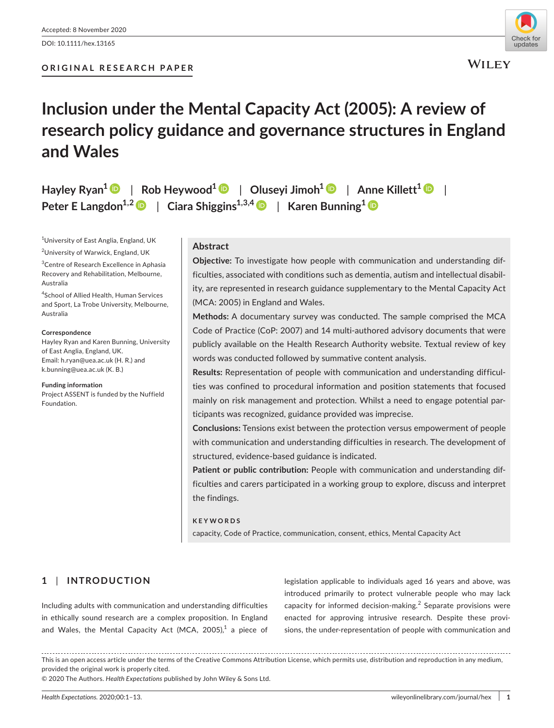Accepted: 8 November 2020

DOI: 10.1111/hex.13165

ORIGINAL RESEARCH PAPER

# Inclusion under the Mental Capacity Act (2005): A review of research policy guidance and governance structures in England and Wales

Hayley Ryan[1] | Rob Heywood[1] | Oluseyi Jimoh[1] | Anne Killett[1] | Peter E Langdon[1,2] | Ciara Shiggins[1,3,4] | Karen Bunning[1]

[1]University of East Anglia, England, UK

[2]University of Warwick, England, UK

[3]Centre of Research Excellence in Aphasia Recovery and Rehabilitation, Melbourne, Australia

[4]School of Allied Health, Human Services and Sport, La Trobe University, Melbourne, Australia

**Correspondence**
Hayley Ryan and Karen Bunning, University of East Anglia, England, UK.
Email: h.ryan@uea.ac.uk (H. R.) and k.bunning@uea.ac.uk (K. B.)

**Funding information**
Project ASSENT is funded by the Nuffield Foundation.

## Abstract

**Objective:** To investigate how people with communication and understanding difficulties, associated with conditions such as dementia, autism and intellectual disability, are represented in research guidance supplementary to the Mental Capacity Act (MCA: 2005) in England and Wales.

**Methods:** A documentary survey was conducted. The sample comprised the MCA Code of Practice (CoP: 2007) and 14 multi-authored advisory documents that were publicly available on the Health Research Authority website. Textual review of key words was conducted followed by summative content analysis.

**Results:** Representation of people with communication and understanding difficulties was confined to procedural information and position statements that focused mainly on risk management and protection. Whilst a need to engage potential participants was recognized, guidance provided was imprecise.

**Conclusions:** Tensions exist between the protection versus empowerment of people with communication and understanding difficulties in research. The development of structured, evidence-based guidance is indicated.

**Patient or public contribution:** People with communication and understanding difficulties and carers participated in a working group to explore, discuss and interpret the findings.

**KEYWORDS**

capacity, Code of Practice, communication, consent, ethics, Mental Capacity Act

## 1 | INTRODUCTION

Including adults with communication and understanding difficulties in ethically sound research are a complex proposition. In England and Wales, the Mental Capacity Act (MCA, 2005),[1] a piece of legislation applicable to individuals aged 16 years and above, was introduced primarily to protect vulnerable people who may lack capacity for informed decision-making.[2] Separate provisions were enacted for approving intrusive research. Despite these provisions, the under-representation of people with communication and

This is an open access article under the terms of the Creative Commons Attribution License, which permits use, distribution and reproduction in any medium, provided the original work is properly cited.

© 2020 The Authors. *Health Expectations* published by John Wiley & Sons Ltd.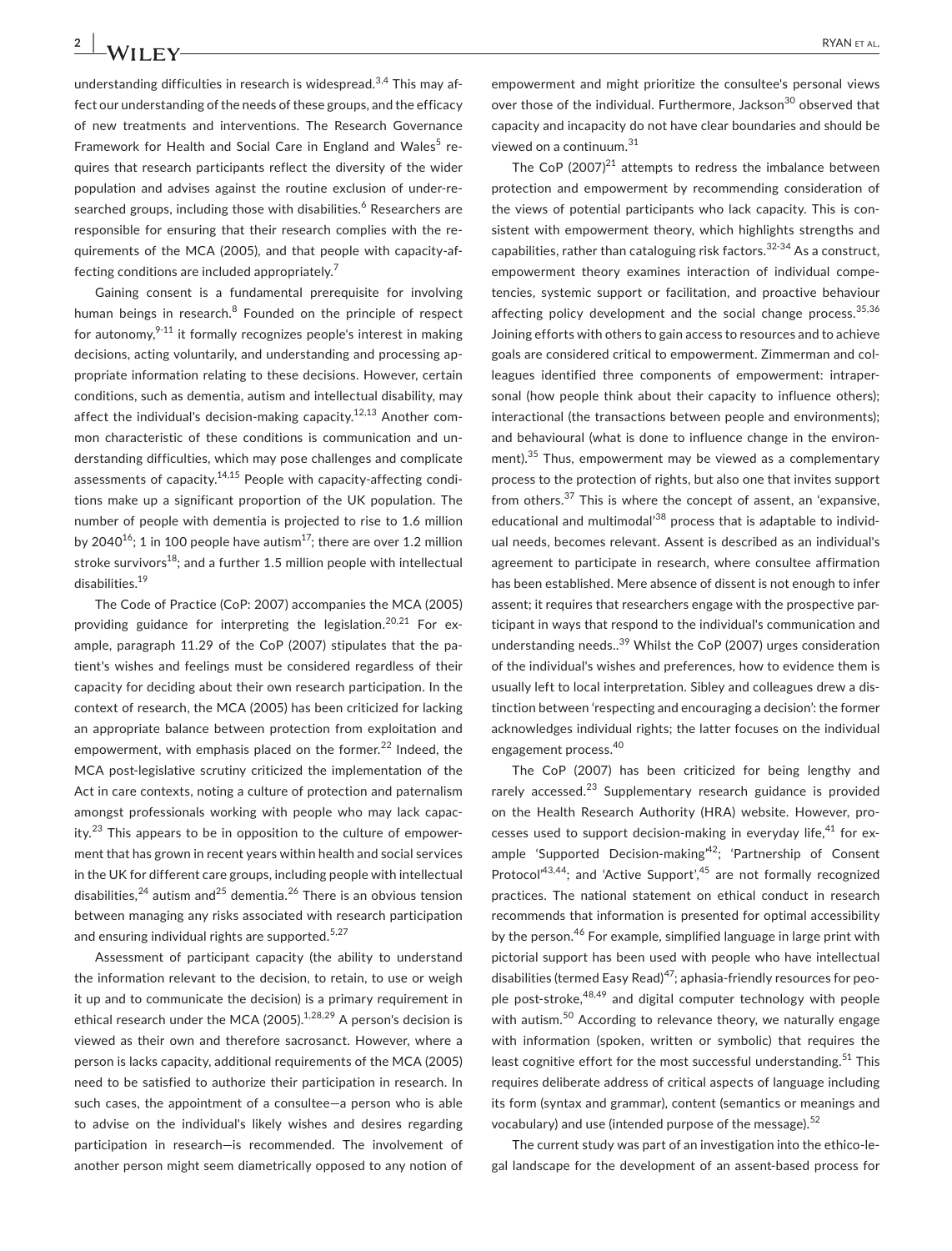understanding difficulties in research is widespread.[3,4] This may affect our understanding of the needs of these groups, and the efficacy of new treatments and interventions. The Research Governance Framework for Health and Social Care in England and Wales[5] requires that research participants reflect the diversity of the wider population and advises against the routine exclusion of under-researched groups, including those with disabilities.[6] Researchers are responsible for ensuring that their research complies with the requirements of the MCA (2005), and that people with capacity-affecting conditions are included appropriately.[7]

Gaining consent is a fundamental prerequisite for involving human beings in research.[8] Founded on the principle of respect for autonomy,[9-11] it formally recognizes people's interest in making decisions, acting voluntarily, and understanding and processing appropriate information relating to these decisions. However, certain conditions, such as dementia, autism and intellectual disability, may affect the individual's decision-making capacity.[12,13] Another common characteristic of these conditions is communication and understanding difficulties, which may pose challenges and complicate assessments of capacity.[14,15] People with capacity-affecting conditions make up a significant proportion of the UK population. The number of people with dementia is projected to rise to 1.6 million by 2040[16]; 1 in 100 people have autism[17]; there are over 1.2 million stroke survivors[18]; and a further 1.5 million people with intellectual disabilities.[19]

The Code of Practice (CoP: 2007) accompanies the MCA (2005) providing guidance for interpreting the legislation.[20,21] For example, paragraph 11.29 of the CoP (2007) stipulates that the patient's wishes and feelings must be considered regardless of their capacity for deciding about their own research participation. In the context of research, the MCA (2005) has been criticized for lacking an appropriate balance between protection from exploitation and empowerment, with emphasis placed on the former.[22] Indeed, the MCA post-legislative scrutiny criticized the implementation of the Act in care contexts, noting a culture of protection and paternalism amongst professionals working with people who may lack capacity.[23] This appears to be in opposition to the culture of empowerment that has grown in recent years within health and social services in the UK for different care groups, including people with intellectual disabilities,[24] autism and[25] dementia.[26] There is an obvious tension between managing any risks associated with research participation and ensuring individual rights are supported.[5,27]

Assessment of participant capacity (the ability to understand the information relevant to the decision, to retain, to use or weigh it up and to communicate the decision) is a primary requirement in ethical research under the MCA (2005).[1,28,29] A person's decision is viewed as their own and therefore sacrosanct. However, where a person is lacks capacity, additional requirements of the MCA (2005) need to be satisfied to authorize their participation in research. In such cases, the appointment of a consultee—a person who is able to advise on the individual's likely wishes and desires regarding participation in research—is recommended. The involvement of another person might seem diametrically opposed to any notion of empowerment and might prioritize the consultee's personal views over those of the individual. Furthermore, Jackson[30] observed that capacity and incapacity do not have clear boundaries and should be viewed on a continuum.[31]

The CoP (2007)[21] attempts to redress the imbalance between protection and empowerment by recommending consideration of the views of potential participants who lack capacity. This is consistent with empowerment theory, which highlights strengths and capabilities, rather than cataloguing risk factors.[32-34] As a construct, empowerment theory examines interaction of individual competencies, systemic support or facilitation, and proactive behaviour affecting policy development and the social change process.[35,36] Joining efforts with others to gain access to resources and to achieve goals are considered critical to empowerment. Zimmerman and colleagues identified three components of empowerment: intrapersonal (how people think about their capacity to influence others); interactional (the transactions between people and environments); and behavioural (what is done to influence change in the environment).[35] Thus, empowerment may be viewed as a complementary process to the protection of rights, but also one that invites support from others.[37] This is where the concept of assent, an 'expansive, educational and multimodal'[38] process that is adaptable to individual needs, becomes relevant. Assent is described as an individual's agreement to participate in research, where consultee affirmation has been established. Mere absence of dissent is not enough to infer assent; it requires that researchers engage with the prospective participant in ways that respond to the individual's communication and understanding needs..[39] Whilst the CoP (2007) urges consideration of the individual's wishes and preferences, how to evidence them is usually left to local interpretation. Sibley and colleagues drew a distinction between 'respecting and encouraging a decision': the former acknowledges individual rights; the latter focuses on the individual engagement process.[40]

The CoP (2007) has been criticized for being lengthy and rarely accessed.[23] Supplementary research guidance is provided on the Health Research Authority (HRA) website. However, processes used to support decision-making in everyday life,[41] for example 'Supported Decision-making'[42]; 'Partnership of Consent Protocol'[43,44]; and 'Active Support',[45] are not formally recognized practices. The national statement on ethical conduct in research recommends that information is presented for optimal accessibility by the person.[46] For example, simplified language in large print with pictorial support has been used with people who have intellectual disabilities (termed Easy Read)[47]; aphasia-friendly resources for people post-stroke,[48,49] and digital computer technology with people with autism.[50] According to relevance theory, we naturally engage with information (spoken, written or symbolic) that requires the least cognitive effort for the most successful understanding.[51] This requires deliberate address of critical aspects of language including its form (syntax and grammar), content (semantics or meanings and vocabulary) and use (intended purpose of the message).[52]

The current study was part of an investigation into the ethico-legal landscape for the development of an assent-based process for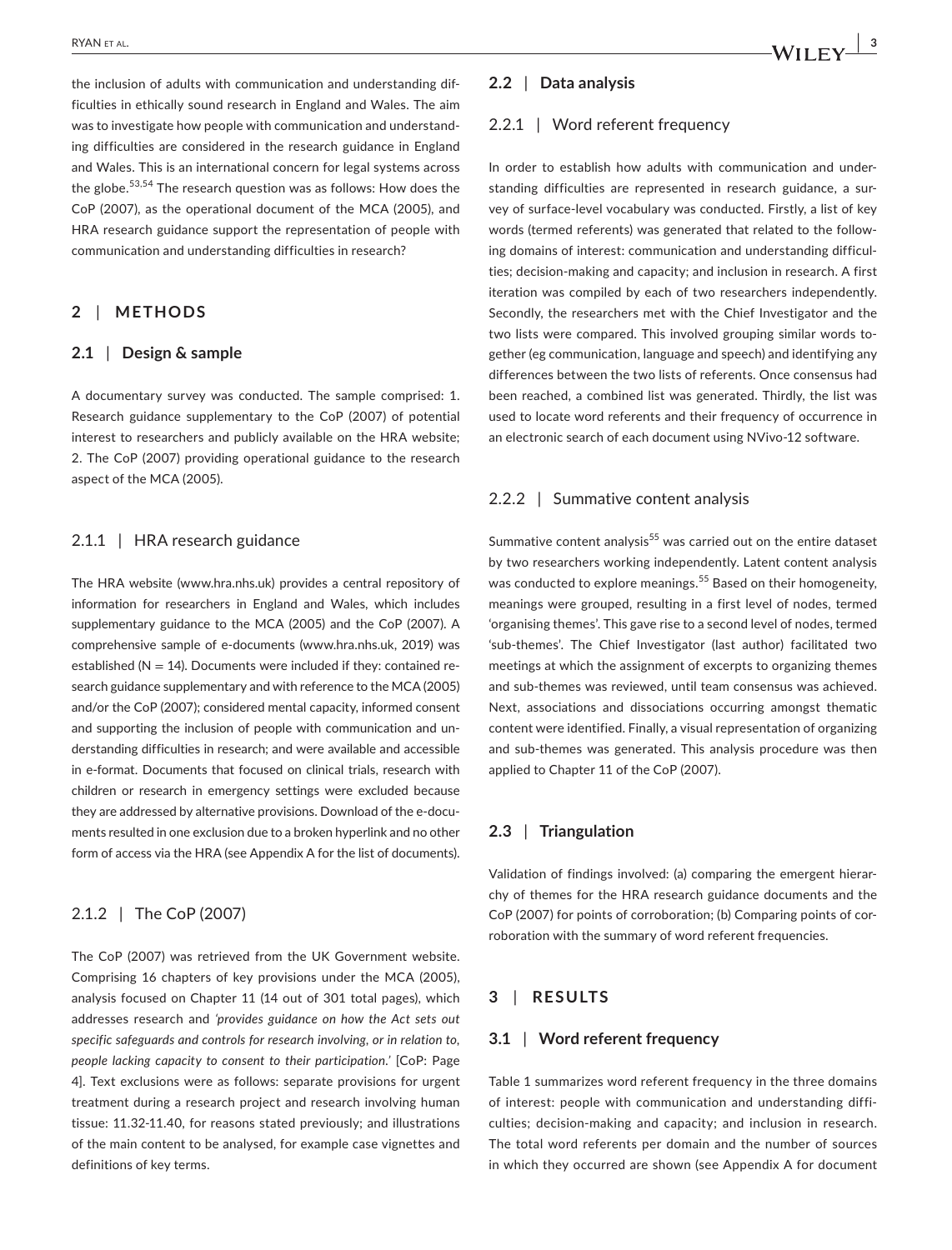the inclusion of adults with communication and understanding difficulties in ethically sound research in England and Wales. The aim was to investigate how people with communication and understanding difficulties are considered in the research guidance in England and Wales. This is an international concern for legal systems across the globe.[53,54] The research question was as follows: How does the CoP (2007), as the operational document of the MCA (2005), and HRA research guidance support the representation of people with communication and understanding difficulties in research?

## 2 | METHODS

### 2.1 | Design & sample

A documentary survey was conducted. The sample comprised: 1. Research guidance supplementary to the CoP (2007) of potential interest to researchers and publicly available on the HRA website; 2. The CoP (2007) providing operational guidance to the research aspect of the MCA (2005).

#### 2.1.1 | HRA research guidance

The HRA website (www.hra.nhs.uk) provides a central repository of information for researchers in England and Wales, which includes supplementary guidance to the MCA (2005) and the CoP (2007). A comprehensive sample of e-documents (www.hra.nhs.uk, 2019) was established (N = 14). Documents were included if they: contained research guidance supplementary and with reference to the MCA (2005) and/or the CoP (2007); considered mental capacity, informed consent and supporting the inclusion of people with communication and understanding difficulties in research; and were available and accessible in e-format. Documents that focused on clinical trials, research with children or research in emergency settings were excluded because they are addressed by alternative provisions. Download of the e-documents resulted in one exclusion due to a broken hyperlink and no other form of access via the HRA (see Appendix A for the list of documents).

#### 2.1.2 | The CoP (2007)

The CoP (2007) was retrieved from the UK Government website. Comprising 16 chapters of key provisions under the MCA (2005), analysis focused on Chapter 11 (14 out of 301 total pages), which addresses research and *'provides guidance on how the Act sets out specific safeguards and controls for research involving, or in relation to, people lacking capacity to consent to their participation.'* [CoP: Page 4]. Text exclusions were as follows: separate provisions for urgent treatment during a research project and research involving human tissue: 11.32-11.40, for reasons stated previously; and illustrations of the main content to be analysed, for example case vignettes and definitions of key terms.

### 2.2 | Data analysis

#### 2.2.1 | Word referent frequency

In order to establish how adults with communication and understanding difficulties are represented in research guidance, a survey of surface-level vocabulary was conducted. Firstly, a list of key words (termed referents) was generated that related to the following domains of interest: communication and understanding difficulties; decision-making and capacity; and inclusion in research. A first iteration was compiled by each of two researchers independently. Secondly, the researchers met with the Chief Investigator and the two lists were compared. This involved grouping similar words together (eg communication, language and speech) and identifying any differences between the two lists of referents. Once consensus had been reached, a combined list was generated. Thirdly, the list was used to locate word referents and their frequency of occurrence in an electronic search of each document using NVivo-12 software.

#### 2.2.2 | Summative content analysis

Summative content analysis[55] was carried out on the entire dataset by two researchers working independently. Latent content analysis was conducted to explore meanings.[55] Based on their homogeneity, meanings were grouped, resulting in a first level of nodes, termed 'organising themes'. This gave rise to a second level of nodes, termed 'sub-themes'. The Chief Investigator (last author) facilitated two meetings at which the assignment of excerpts to organizing themes and sub-themes was reviewed, until team consensus was achieved. Next, associations and dissociations occurring amongst thematic content were identified. Finally, a visual representation of organizing and sub-themes was generated. This analysis procedure was then applied to Chapter 11 of the CoP (2007).

### 2.3 | Triangulation

Validation of findings involved: (a) comparing the emergent hierarchy of themes for the HRA research guidance documents and the CoP (2007) for points of corroboration; (b) Comparing points of corroboration with the summary of word referent frequencies.

## 3 | RESULTS

### 3.1 | Word referent frequency

Table 1 summarizes word referent frequency in the three domains of interest: people with communication and understanding difficulties; decision-making and capacity; and inclusion in research. The total word referents per domain and the number of sources in which they occurred are shown (see Appendix A for document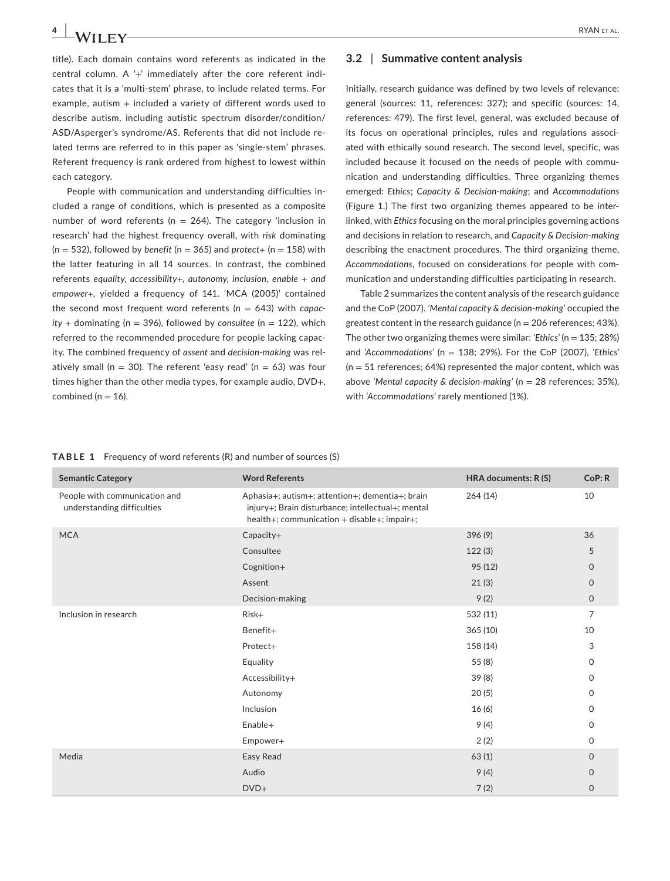title). Each domain contains word referents as indicated in the central column. A '+' immediately after the core referent indicates that it is a 'multi-stem' phrase, to include related terms. For example, autism + included a variety of different words used to describe autism, including autistic spectrum disorder/condition/ASD/Asperger's syndrome/AS. Referents that did not include related terms are referred to in this paper as 'single-stem' phrases. Referent frequency is rank ordered from highest to lowest within each category.

People with communication and understanding difficulties included a range of conditions, which is presented as a composite number of word referents (n = 264). The category 'inclusion in research' had the highest frequency overall, with *risk* dominating (n = 532), followed by *benefit* (n = 365) and *protect+* (n = 158) with the latter featuring in all 14 sources. In contrast, the combined referents *equality*, *accessibility+*, *autonomy*, *inclusion*, *enable + and empower+*, yielded a frequency of 141. 'MCA (2005)' contained the second most frequent word referents (n = 643) with *capacity +* dominating (n = 396), followed by *consultee* (n = 122), which referred to the recommended procedure for people lacking capacity. The combined frequency of *assent* and *decision-making* was relatively small (n = 30). The referent 'easy read' (n = 63) was four times higher than the other media types, for example audio, DVD+, combined (n = 16).

## 3.2 | Summative content analysis

Initially, research guidance was defined by two levels of relevance: general (sources: 11, references: 327); and specific (sources: 14, references: 479). The first level, general, was excluded because of its focus on operational principles, rules and regulations associated with ethically sound research. The second level, specific, was included because it focused on the needs of people with communication and understanding difficulties. Three organizing themes emerged: *Ethics*; *Capacity & Decision-making*; and *Accommodations* (Figure 1.) The first two organizing themes appeared to be interlinked, with *Ethics* focusing on the moral principles governing actions and decisions in relation to research, and *Capacity & Decision-making* describing the enactment procedures. The third organizing theme, *Accommodations*, focused on considerations for people with communication and understanding difficulties participating in research.

Table 2 summarizes the content analysis of the research guidance and the CoP (2007). *'Mental capacity & decision-making'* occupied the greatest content in the research guidance (n = 206 references; 43%). The other two organizing themes were similar: *'Ethics'* (n = 135; 28%) and *'Accommodations'* (n = 138; 29%). For the CoP (2007), *'Ethics'* (n = 51 references; 64%) represented the major content, which was above *'Mental capacity & decision-making'* (n = 28 references; 35%), with *'Accommodations'* rarely mentioned (1%).

**TABLE 1** Frequency of word referents (R) and number of sources (S)

| Semantic Category | Word Referents | HRA documents: R (S) | CoP: R |
|---|---|---|---|
| People with communication and understanding difficulties | Aphasia+; autism+; attention+; dementia+; brain injury+; Brain disturbance; intellectual+; mental health+; communication + disable+; impair+; | 264 (14) | 10 |
| MCA | Capacity+ | 396 (9) | 36 |
| | Consultee | 122 (3) | 5 |
| | Cognition+ | 95 (12) | 0 |
| | Assent | 21 (3) | 0 |
| | Decision-making | 9 (2) | 0 |
| Inclusion in research | Risk+ | 532 (11) | 7 |
| | Benefit+ | 365 (10) | 10 |
| | Protect+ | 158 (14) | 3 |
| | Equality | 55 (8) | 0 |
| | Accessibility+ | 39 (8) | 0 |
| | Autonomy | 20 (5) | 0 |
| | Inclusion | 16 (6) | 0 |
| | Enable+ | 9 (4) | 0 |
| | Empower+ | 2 (2) | 0 |
| Media | Easy Read | 63 (1) | 0 |
| | Audio | 9 (4) | 0 |
| | DVD+ | 7 (2) | 0 |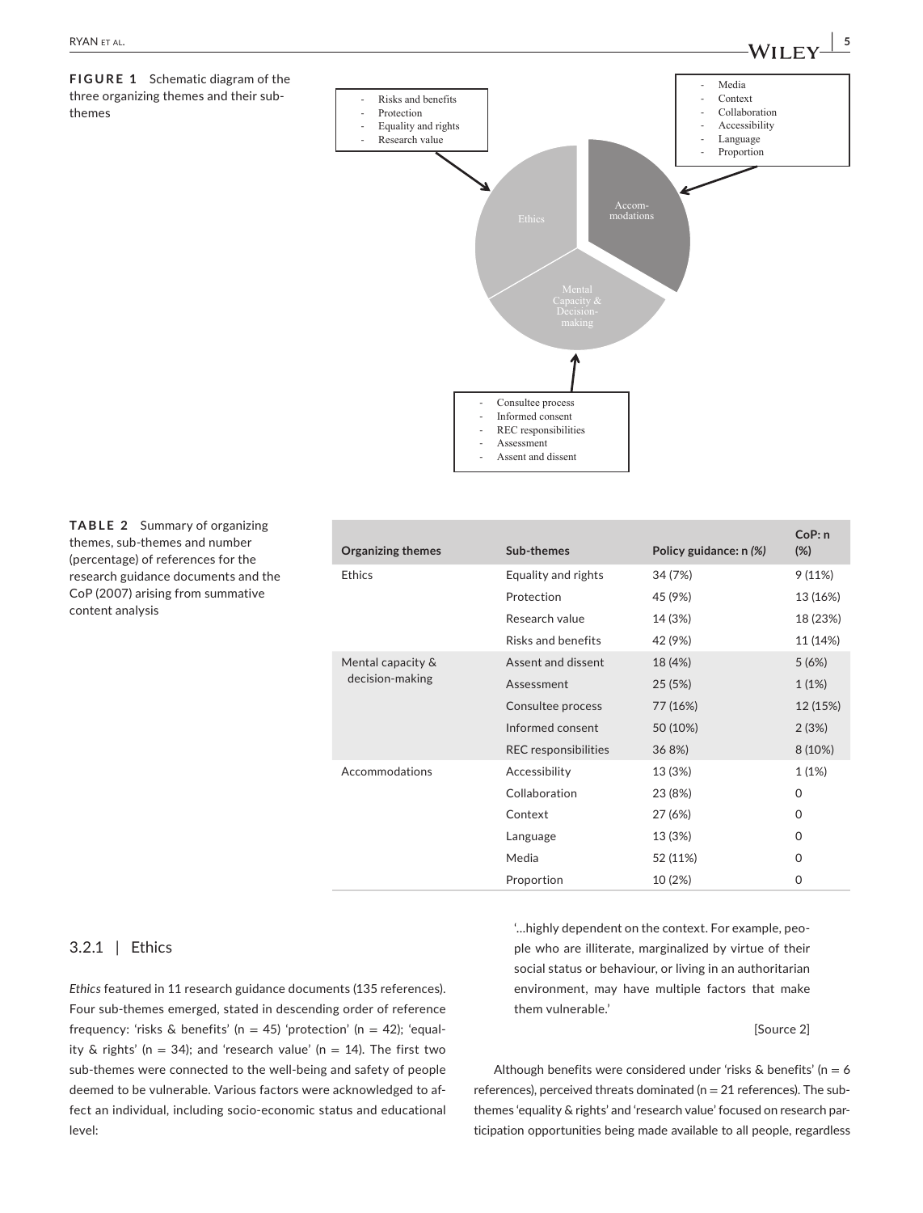**FIGURE 1** Schematic diagram of the three organizing themes and their sub-themes

- Risks and benefits
- Protection
- Equality and rights
- Research value

- Media
- Context
- Collaboration
- Accessibility
- Language
- Proportion

Ethics

Accom-modations

Mental Capacity & Decision-making

- Consultee process
- Informed consent
- REC responsibilities
- Assessment
- Assent and dissent

**TABLE 2** Summary of organizing themes, sub-themes and number (percentage) of references for the research guidance documents and the CoP (2007) arising from summative content analysis

| Organizing themes | Sub-themes | Policy guidance: n *(%)* | CoP: n (%) |
|---|---|---|---|
| Ethics | Equality and rights | 34 (7%) | 9 (11%) |
| | Protection | 45 (9%) | 13 (16%) |
| | Research value | 14 (3%) | 18 (23%) |
| | Risks and benefits | 42 (9%) | 11 (14%) |
| Mental capacity & decision-making | Assent and dissent | 18 (4%) | 5 (6%) |
| | Assessment | 25 (5%) | 1 (1%) |
| | Consultee process | 77 (16%) | 12 (15%) |
| | Informed consent | 50 (10%) | 2 (3%) |
| | REC responsibilities | 36 8%) | 8 (10%) |
| Accommodations | Accessibility | 13 (3%) | 1 (1%) |
| | Collaboration | 23 (8%) | 0 |
| | Context | 27 (6%) | 0 |
| | Language | 13 (3%) | 0 |
| | Media | 52 (11%) | 0 |
| | Proportion | 10 (2%) | 0 |

### 3.2.1 | Ethics

*Ethics* featured in 11 research guidance documents (135 references). Four sub-themes emerged, stated in descending order of reference frequency: 'risks & benefits' (n = 45) 'protection' (n = 42); 'equality & rights' (n = 34); and 'research value' (n = 14). The first two sub-themes were connected to the well-being and safety of people deemed to be vulnerable. Various factors were acknowledged to affect an individual, including socio-economic status and educational level:

> '…highly dependent on the context. For example, people who are illiterate, marginalized by virtue of their social status or behaviour, or living in an authoritarian environment, may have multiple factors that make them vulnerable.'
>
> [Source 2]

Although benefits were considered under 'risks & benefits' (n = 6 references), perceived threats dominated (n = 21 references). The sub-themes 'equality & rights' and 'research value' focused on research participation opportunities being made available to all people, regardless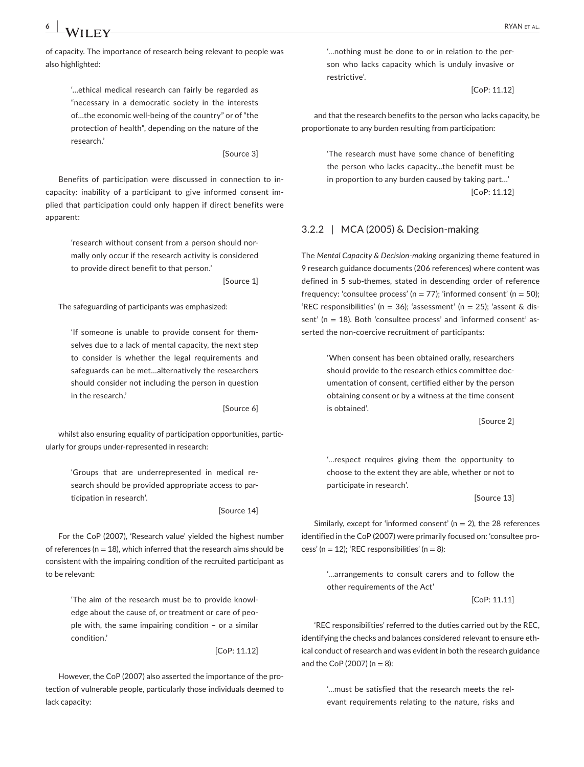of capacity. The importance of research being relevant to people was also highlighted:

> '…ethical medical research can fairly be regarded as "necessary in a democratic society in the interests of…the economic well-being of the country" or of "the protection of health", depending on the nature of the research.'
>
> [Source 3]

Benefits of participation were discussed in connection to incapacity: inability of a participant to give informed consent implied that participation could only happen if direct benefits were apparent:

> 'research without consent from a person should normally only occur if the research activity is considered to provide direct benefit to that person.'
>
> [Source 1]

The safeguarding of participants was emphasized:

> 'If someone is unable to provide consent for themselves due to a lack of mental capacity, the next step to consider is whether the legal requirements and safeguards can be met…alternatively the researchers should consider not including the person in question in the research.'
>
> [Source 6]

whilst also ensuring equality of participation opportunities, particularly for groups under-represented in research:

> 'Groups that are underrepresented in medical research should be provided appropriate access to participation in research'.
>
> [Source 14]

For the CoP (2007), 'Research value' yielded the highest number of references (n = 18), which inferred that the research aims should be consistent with the impairing condition of the recruited participant as to be relevant:

> 'The aim of the research must be to provide knowledge about the cause of, or treatment or care of people with, the same impairing condition – or a similar condition.'
>
> [CoP: 11.12]

However, the CoP (2007) also asserted the importance of the protection of vulnerable people, particularly those individuals deemed to lack capacity:

> '…nothing must be done to or in relation to the person who lacks capacity which is unduly invasive or restrictive'.
>
> [CoP: 11.12]

and that the research benefits to the person who lacks capacity, be proportionate to any burden resulting from participation:

> 'The research must have some chance of benefiting the person who lacks capacity…the benefit must be in proportion to any burden caused by taking part…'
>
> [CoP: 11.12]

### 3.2.2 | MCA (2005) & Decision-making

The *Mental Capacity & Decision-making* organizing theme featured in 9 research guidance documents (206 references) where content was defined in 5 sub-themes, stated in descending order of reference frequency: 'consultee process' (n = 77); 'informed consent' (n = 50); 'REC responsibilities' (n = 36); 'assessment' (n = 25); 'assent & dissent' (n = 18). Both 'consultee process' and 'informed consent' asserted the non-coercive recruitment of participants:

> 'When consent has been obtained orally, researchers should provide to the research ethics committee documentation of consent, certified either by the person obtaining consent or by a witness at the time consent is obtained'.
>
> [Source 2]

> '…respect requires giving them the opportunity to choose to the extent they are able, whether or not to participate in research'.
>
> [Source 13]

Similarly, except for 'informed consent' (n = 2), the 28 references identified in the CoP (2007) were primarily focused on: 'consultee process' (n = 12); 'REC responsibilities' (n = 8):

> '…arrangements to consult carers and to follow the other requirements of the Act'
>
> [CoP: 11.11]

'REC responsibilities' referred to the duties carried out by the REC, identifying the checks and balances considered relevant to ensure ethical conduct of research and was evident in both the research guidance and the CoP (2007) (n = 8):

> '…must be satisfied that the research meets the relevant requirements relating to the nature, risks and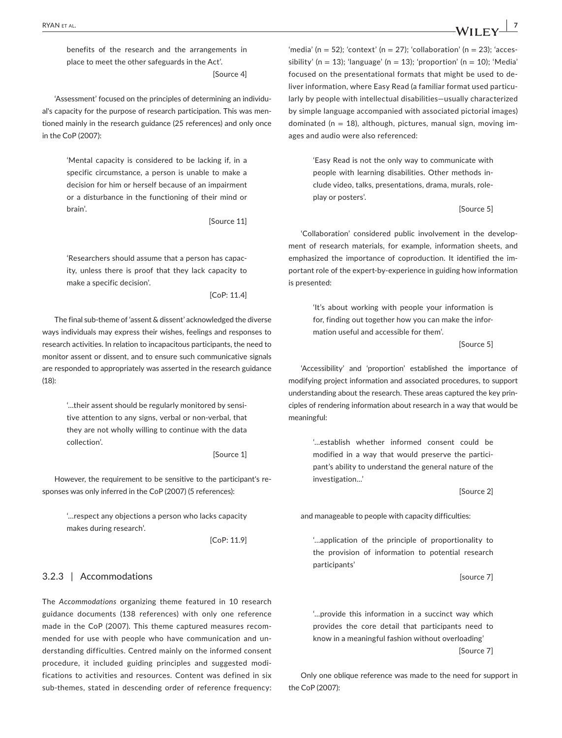> benefits of the research and the arrangements in place to meet the other safeguards in the Act'.
>
> [Source 4]

'Assessment' focused on the principles of determining an individual's capacity for the purpose of research participation. This was mentioned mainly in the research guidance (25 references) and only once in the CoP (2007):

> 'Mental capacity is considered to be lacking if, in a specific circumstance, a person is unable to make a decision for him or herself because of an impairment or a disturbance in the functioning of their mind or brain'.
>
> [Source 11]

> 'Researchers should assume that a person has capacity, unless there is proof that they lack capacity to make a specific decision'.
>
> [CoP: 11.4]

The final sub-theme of 'assent & dissent' acknowledged the diverse ways individuals may express their wishes, feelings and responses to research activities. In relation to incapacitous participants, the need to monitor assent or dissent, and to ensure such communicative signals are responded to appropriately was asserted in the research guidance (18):

> '…their assent should be regularly monitored by sensitive attention to any signs, verbal or non-verbal, that they are not wholly willing to continue with the data collection'.
>
> [Source 1]

However, the requirement to be sensitive to the participant's responses was only inferred in the CoP (2007) (5 references):

> '…respect any objections a person who lacks capacity makes during research'.
>
> [CoP: 11.9]

### 3.2.3 | Accommodations

The *Accommodations* organizing theme featured in 10 research guidance documents (138 references) with only one reference made in the CoP (2007). This theme captured measures recommended for use with people who have communication and understanding difficulties. Centred mainly on the informed consent procedure, it included guiding principles and suggested modifications to activities and resources. Content was defined in six sub-themes, stated in descending order of reference frequency: 'media' (n = 52); 'context' (n = 27); 'collaboration' (n = 23); 'accessibility' (n = 13); 'language' (n = 13); 'proportion' (n = 10); 'Media' focused on the presentational formats that might be used to deliver information, where Easy Read (a familiar format used particularly by people with intellectual disabilities—usually characterized by simple language accompanied with associated pictorial images) dominated (n = 18), although, pictures, manual sign, moving images and audio were also referenced:

> 'Easy Read is not the only way to communicate with people with learning disabilities. Other methods include video, talks, presentations, drama, murals, role-play or posters'.
>
> [Source 5]

'Collaboration' considered public involvement in the development of research materials, for example, information sheets, and emphasized the importance of coproduction. It identified the important role of the expert-by-experience in guiding how information is presented:

> 'It's about working with people your information is for, finding out together how you can make the information useful and accessible for them'.
>
> [Source 5]

'Accessibility' and 'proportion' established the importance of modifying project information and associated procedures, to support understanding about the research. These areas captured the key principles of rendering information about research in a way that would be meaningful:

> '…establish whether informed consent could be modified in a way that would preserve the participant's ability to understand the general nature of the investigation…'
>
> [Source 2]

and manageable to people with capacity difficulties:

> '…application of the principle of proportionality to the provision of information to potential research participants'
>
> [source 7]

> '…provide this information in a succinct way which provides the core detail that participants need to know in a meaningful fashion without overloading'
>
> [Source 7]

Only one oblique reference was made to the need for support in the CoP (2007):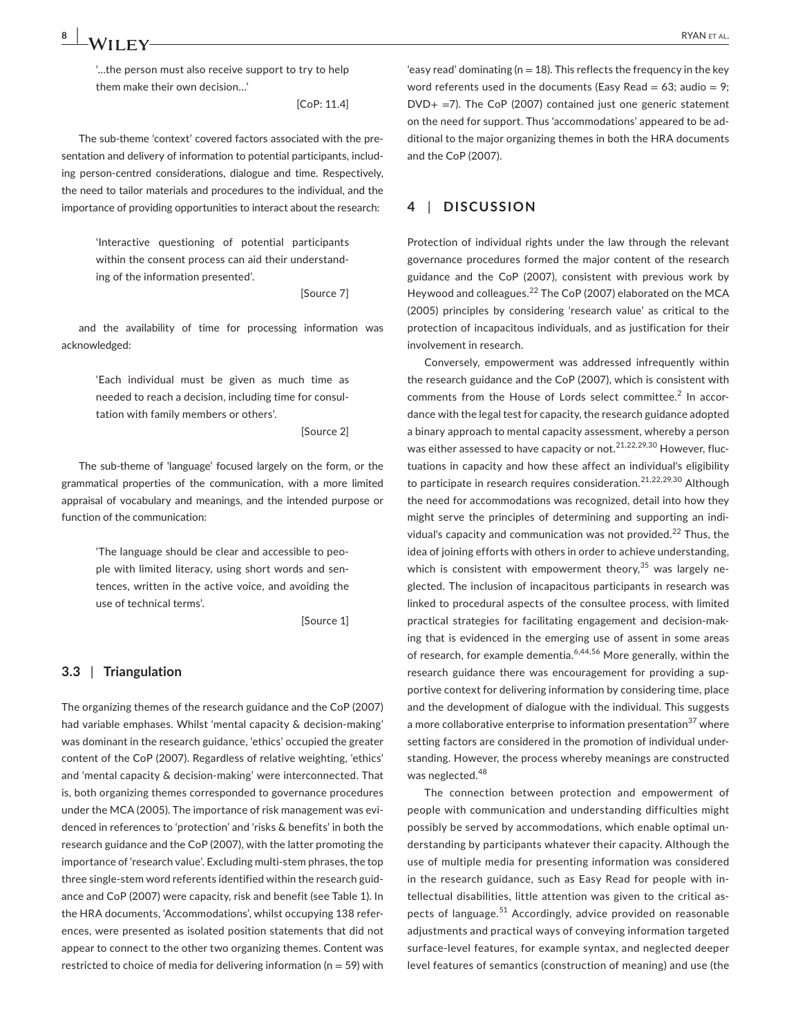'…the person must also receive support to try to help them make their own decision…'

[CoP: 11.4]

The sub-theme 'context' covered factors associated with the presentation and delivery of information to potential participants, including person-centred considerations, dialogue and time. Respectively, the need to tailor materials and procedures to the individual, and the importance of providing opportunities to interact about the research:

'Interactive questioning of potential participants within the consent process can aid their understanding of the information presented'.

[Source 7]

and the availability of time for processing information was acknowledged:

'Each individual must be given as much time as needed to reach a decision, including time for consultation with family members or others'.

[Source 2]

The sub-theme of 'language' focused largely on the form, or the grammatical properties of the communication, with a more limited appraisal of vocabulary and meanings, and the intended purpose or function of the communication:

'The language should be clear and accessible to people with limited literacy, using short words and sentences, written in the active voice, and avoiding the use of technical terms'.

[Source 1]

### 3.3 | Triangulation

The organizing themes of the research guidance and the CoP (2007) had variable emphases. Whilst 'mental capacity & decision-making' was dominant in the research guidance, 'ethics' occupied the greater content of the CoP (2007). Regardless of relative weighting, 'ethics' and 'mental capacity & decision-making' were interconnected. That is, both organizing themes corresponded to governance procedures under the MCA (2005). The importance of risk management was evidenced in references to 'protection' and 'risks & benefits' in both the research guidance and the CoP (2007), with the latter promoting the importance of 'research value'. Excluding multi-stem phrases, the top three single-stem word referents identified within the research guidance and CoP (2007) were capacity, risk and benefit (see Table 1). In the HRA documents, 'Accommodations', whilst occupying 138 references, were presented as isolated position statements that did not appear to connect to the other two organizing themes. Content was restricted to choice of media for delivering information (n = 59) with 'easy read' dominating (n = 18). This reflects the frequency in the key word referents used in the documents (Easy Read = 63; audio = 9; DVD+ =7). The CoP (2007) contained just one generic statement on the need for support. Thus 'accommodations' appeared to be additional to the major organizing themes in both the HRA documents and the CoP (2007).

## 4 | DISCUSSION

Protection of individual rights under the law through the relevant governance procedures formed the major content of the research guidance and the CoP (2007), consistent with previous work by Heywood and colleagues.[22] The CoP (2007) elaborated on the MCA (2005) principles by considering 'research value' as critical to the protection of incapacitous individuals, and as justification for their involvement in research.

Conversely, empowerment was addressed infrequently within the research guidance and the CoP (2007), which is consistent with comments from the House of Lords select committee.[2] In accordance with the legal test for capacity, the research guidance adopted a binary approach to mental capacity assessment, whereby a person was either assessed to have capacity or not.[21,22,29,30] However, fluctuations in capacity and how these affect an individual's eligibility to participate in research requires consideration.[21,22,29,30] Although the need for accommodations was recognized, detail into how they might serve the principles of determining and supporting an individual's capacity and communication was not provided.[22] Thus, the idea of joining efforts with others in order to achieve understanding, which is consistent with empowerment theory,[35] was largely neglected. The inclusion of incapacitous participants in research was linked to procedural aspects of the consultee process, with limited practical strategies for facilitating engagement and decision-making that is evidenced in the emerging use of assent in some areas of research, for example dementia.[6,44,56] More generally, within the research guidance there was encouragement for providing a supportive context for delivering information by considering time, place and the development of dialogue with the individual. This suggests a more collaborative enterprise to information presentation[37] where setting factors are considered in the promotion of individual understanding. However, the process whereby meanings are constructed was neglected.[48]

The connection between protection and empowerment of people with communication and understanding difficulties might possibly be served by accommodations, which enable optimal understanding by participants whatever their capacity. Although the use of multiple media for presenting information was considered in the research guidance, such as Easy Read for people with intellectual disabilities, little attention was given to the critical aspects of language.[51] Accordingly, advice provided on reasonable adjustments and practical ways of conveying information targeted surface-level features, for example syntax, and neglected deeper level features of semantics (construction of meaning) and use (the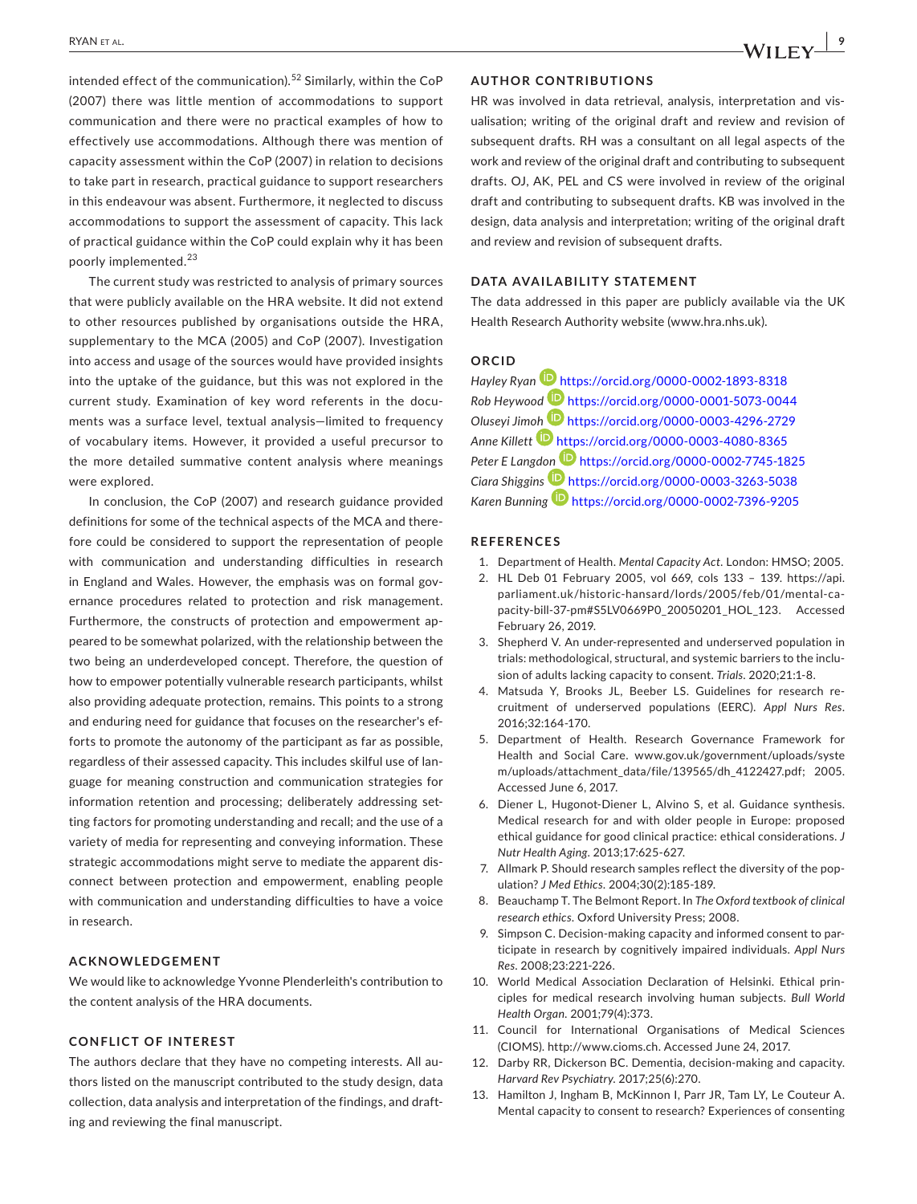intended effect of the communication).[52] Similarly, within the CoP (2007) there was little mention of accommodations to support communication and there were no practical examples of how to effectively use accommodations. Although there was mention of capacity assessment within the CoP (2007) in relation to decisions to take part in research, practical guidance to support researchers in this endeavour was absent. Furthermore, it neglected to discuss accommodations to support the assessment of capacity. This lack of practical guidance within the CoP could explain why it has been poorly implemented.[23]

The current study was restricted to analysis of primary sources that were publicly available on the HRA website. It did not extend to other resources published by organisations outside the HRA, supplementary to the MCA (2005) and CoP (2007). Investigation into access and usage of the sources would have provided insights into the uptake of the guidance, but this was not explored in the current study. Examination of key word referents in the documents was a surface level, textual analysis—limited to frequency of vocabulary items. However, it provided a useful precursor to the more detailed summative content analysis where meanings were explored.

In conclusion, the CoP (2007) and research guidance provided definitions for some of the technical aspects of the MCA and therefore could be considered to support the representation of people with communication and understanding difficulties in research in England and Wales. However, the emphasis was on formal governance procedures related to protection and risk management. Furthermore, the constructs of protection and empowerment appeared to be somewhat polarized, with the relationship between the two being an underdeveloped concept. Therefore, the question of how to empower potentially vulnerable research participants, whilst also providing adequate protection, remains. This points to a strong and enduring need for guidance that focuses on the researcher's efforts to promote the autonomy of the participant as far as possible, regardless of their assessed capacity. This includes skilful use of language for meaning construction and communication strategies for information retention and processing; deliberately addressing setting factors for promoting understanding and recall; and the use of a variety of media for representing and conveying information. These strategic accommodations might serve to mediate the apparent disconnect between protection and empowerment, enabling people with communication and understanding difficulties to have a voice in research.

## ACKNOWLEDGEMENT

We would like to acknowledge Yvonne Plenderleith's contribution to the content analysis of the HRA documents.

## CONFLICT OF INTEREST

The authors declare that they have no competing interests. All authors listed on the manuscript contributed to the study design, data collection, data analysis and interpretation of the findings, and drafting and reviewing the final manuscript.

## AUTHOR CONTRIBUTIONS

HR was involved in data retrieval, analysis, interpretation and visualisation; writing of the original draft and review and revision of subsequent drafts. RH was a consultant on all legal aspects of the work and review of the original draft and contributing to subsequent drafts. OJ, AK, PEL and CS were involved in review of the original draft and contributing to subsequent drafts. KB was involved in the design, data analysis and interpretation; writing of the original draft and review and revision of subsequent drafts.

## DATA AVAILABILITY STATEMENT

The data addressed in this paper are publicly available via the UK Health Research Authority website (www.hra.nhs.uk).

## ORCID

*Hayley Ryan* https://orcid.org/0000-0002-1893-8318
*Rob Heywood* https://orcid.org/0000-0001-5073-0044
*Oluseyi Jimoh* https://orcid.org/0000-0003-4296-2729
*Anne Killett* https://orcid.org/0000-0003-4080-8365
*Peter E Langdon* https://orcid.org/0000-0002-7745-1825
*Ciara Shiggins* https://orcid.org/0000-0003-3263-5038
*Karen Bunning* https://orcid.org/0000-0002-7396-9205

## REFERENCES

1. Department of Health. *Mental Capacity Act*. London: HMSO; 2005.
2. HL Deb 01 February 2005, vol 669, cols 133 – 139. https://api.parliament.uk/historic-hansard/lords/2005/feb/01/mental-capacity-bill-37-pm#S5LV0669P0_20050201_HOL_123. Accessed February 26, 2019.
3. Shepherd V. An under-represented and underserved population in trials: methodological, structural, and systemic barriers to the inclusion of adults lacking capacity to consent. *Trials*. 2020;21:1-8.
4. Matsuda Y, Brooks JL, Beeber LS. Guidelines for research recruitment of underserved populations (EERC). *Appl Nurs Res*. 2016;32:164-170.
5. Department of Health. Research Governance Framework for Health and Social Care. www.gov.uk/government/uploads/system/uploads/attachment_data/file/139565/dh_4122427.pdf; 2005. Accessed June 6, 2017.
6. Diener L, Hugonot-Diener L, Alvino S, et al. Guidance synthesis. Medical research for and with older people in Europe: proposed ethical guidance for good clinical practice: ethical considerations. *J Nutr Health Aging*. 2013;17:625-627.
7. Allmark P. Should research samples reflect the diversity of the population? *J Med Ethics*. 2004;30(2):185-189.
8. Beauchamp T. The Belmont Report. In *The Oxford textbook of clinical research ethics*. Oxford University Press; 2008.
9. Simpson C. Decision-making capacity and informed consent to participate in research by cognitively impaired individuals. *Appl Nurs Res*. 2008;23:221-226.
10. World Medical Association Declaration of Helsinki. Ethical principles for medical research involving human subjects. *Bull World Health Organ*. 2001;79(4):373.
11. Council for International Organisations of Medical Sciences (CIOMS). http://www.cioms.ch. Accessed June 24, 2017.
12. Darby RR, Dickerson BC. Dementia, decision-making and capacity. *Harvard Rev Psychiatry*. 2017;25(6):270.
13. Hamilton J, Ingham B, McKinnon I, Parr JR, Tam LY, Le Couteur A. Mental capacity to consent to research? Experiences of consenting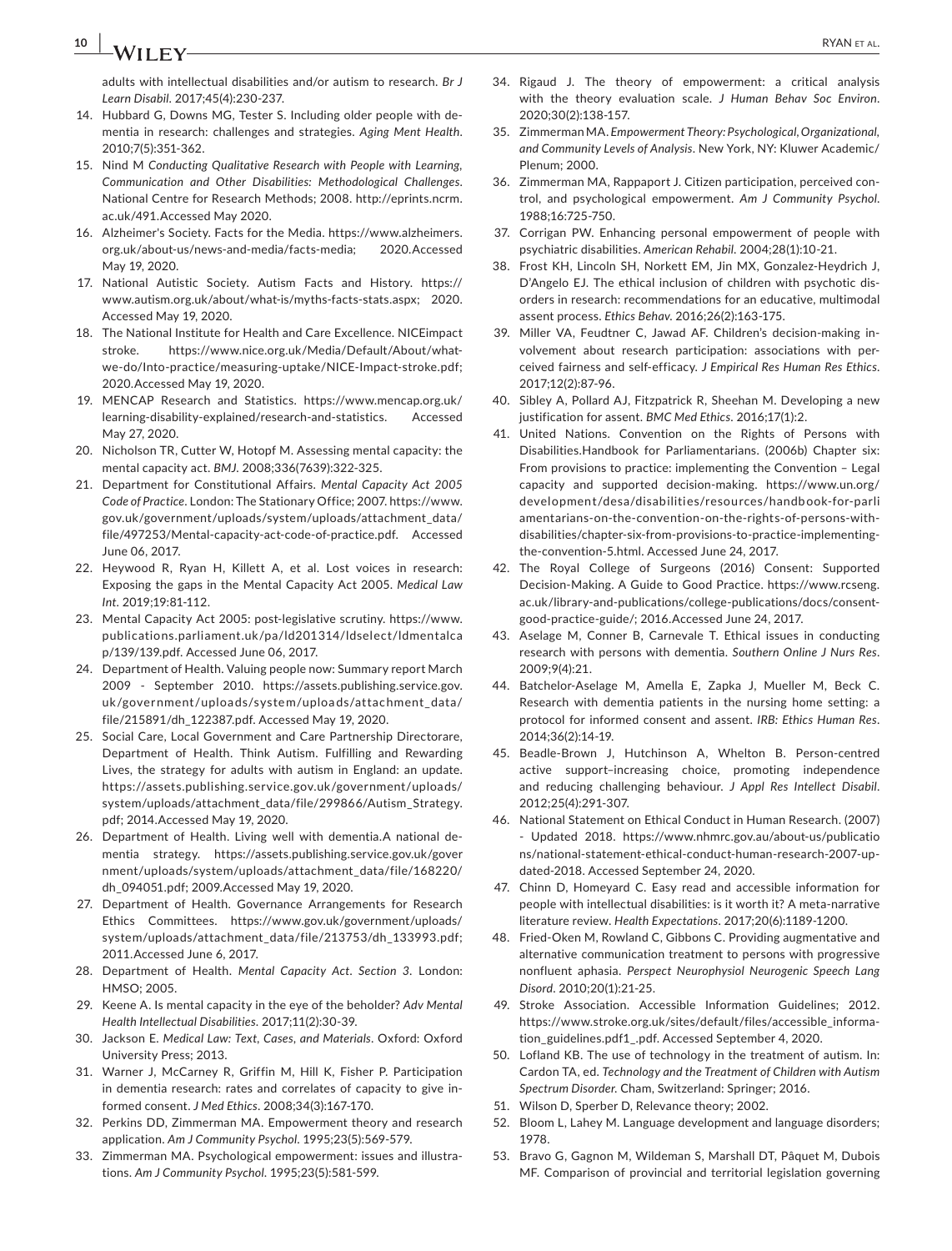adults with intellectual disabilities and/or autism to research. *Br J Learn Disabil*. 2017;45(4):230-237.

14. Hubbard G, Downs MG, Tester S. Including older people with dementia in research: challenges and strategies. *Aging Ment Health*. 2010;7(5):351-362.
15. Nind M *Conducting Qualitative Research with People with Learning, Communication and Other Disabilities: Methodological Challenges*. National Centre for Research Methods; 2008. http://eprints.ncrm.ac.uk/491.Accessed May 2020.
16. Alzheimer's Society. Facts for the Media. https://www.alzheimers.org.uk/about-us/news-and-media/facts-media; 2020.Accessed May 19, 2020.
17. National Autistic Society. Autism Facts and History. https://www.autism.org.uk/about/what-is/myths-facts-stats.aspx; 2020. Accessed May 19, 2020.
18. The National Institute for Health and Care Excellence. NICEimpact stroke. https://www.nice.org.uk/Media/Default/About/what-we-do/Into-practice/measuring-uptake/NICE-Impact-stroke.pdf; 2020.Accessed May 19, 2020.
19. MENCAP Research and Statistics. https://www.mencap.org.uk/learning-disability-explained/research-and-statistics. Accessed May 27, 2020.
20. Nicholson TR, Cutter W, Hotopf M. Assessing mental capacity: the mental capacity act. *BMJ*. 2008;336(7639):322-325.
21. Department for Constitutional Affairs. *Mental Capacity Act 2005 Code of Practice*. London: The Stationary Office; 2007. https://www.gov.uk/government/uploads/system/uploads/attachment_data/file/497253/Mental-capacity-act-code-of-practice.pdf. Accessed June 06, 2017.
22. Heywood R, Ryan H, Killett A, et al. Lost voices in research: Exposing the gaps in the Mental Capacity Act 2005. *Medical Law Int*. 2019;19:81-112.
23. Mental Capacity Act 2005: post-legislative scrutiny. https://www.publications.parliament.uk/pa/ld201314/ldselect/ldmentalcap/139/139.pdf. Accessed June 06, 2017.
24. Department of Health. Valuing people now: Summary report March 2009 - September 2010. https://assets.publishing.service.gov.uk/government/uploads/system/uploads/attachment_data/file/215891/dh_122387.pdf. Accessed May 19, 2020.
25. Social Care, Local Government and Care Partnership Directorare, Department of Health. Think Autism. Fulfilling and Rewarding Lives, the strategy for adults with autism in England: an update. https://assets.publishing.service.gov.uk/government/uploads/system/uploads/attachment_data/file/299866/Autism_Strategy.pdf; 2014.Accessed May 19, 2020.
26. Department of Health. Living well with dementia.A national dementia strategy. https://assets.publishing.service.gov.uk/government/uploads/system/uploads/attachment_data/file/168220/dh_094051.pdf; 2009.Accessed May 19, 2020.
27. Department of Health. Governance Arrangements for Research Ethics Committees. https://www.gov.uk/government/uploads/system/uploads/attachment_data/file/213753/dh_133993.pdf; 2011.Accessed June 6, 2017.
28. Department of Health. *Mental Capacity Act. Section 3*. London: HMSO; 2005.
29. Keene A. Is mental capacity in the eye of the beholder? *Adv Mental Health Intellectual Disabilities*. 2017;11(2):30-39.
30. Jackson E. *Medical Law: Text, Cases, and Materials*. Oxford: Oxford University Press; 2013.
31. Warner J, McCarney R, Griffin M, Hill K, Fisher P. Participation in dementia research: rates and correlates of capacity to give informed consent. *J Med Ethics*. 2008;34(3):167-170.
32. Perkins DD, Zimmerman MA. Empowerment theory and research application. *Am J Community Psychol*. 1995;23(5):569-579.
33. Zimmerman MA. Psychological empowerment: issues and illustrations. *Am J Community Psychol*. 1995;23(5):581-599.
34. Rigaud J. The theory of empowerment: a critical analysis with the theory evaluation scale. *J Human Behav Soc Environ*. 2020;30(2):138-157.
35. Zimmerman MA. *Empowerment Theory: Psychological, Organizational, and Community Levels of Analysis*. New York, NY: Kluwer Academic/Plenum; 2000.
36. Zimmerman MA, Rappaport J. Citizen participation, perceived control, and psychological empowerment. *Am J Community Psychol*. 1988;16:725-750.
37. Corrigan PW. Enhancing personal empowerment of people with psychiatric disabilities. *American Rehabil*. 2004;28(1):10-21.
38. Frost KH, Lincoln SH, Norkett EM, Jin MX, Gonzalez-Heydrich J, D'Angelo EJ. The ethical inclusion of children with psychotic disorders in research: recommendations for an educative, multimodal assent process. *Ethics Behav*. 2016;26(2):163-175.
39. Miller VA, Feudtner C, Jawad AF. Children's decision-making involvement about research participation: associations with perceived fairness and self-efficacy. *J Empirical Res Human Res Ethics*. 2017;12(2):87-96.
40. Sibley A, Pollard AJ, Fitzpatrick R, Sheehan M. Developing a new justification for assent. *BMC Med Ethics*. 2016;17(1):2.
41. United Nations. Convention on the Rights of Persons with Disabilities.Handbook for Parliamentarians. (2006b) Chapter six: From provisions to practice: implementing the Convention – Legal capacity and supported decision-making. https://www.un.org/development/desa/disabilities/resources/handbook-for-parliamentarians-on-the-convention-on-the-rights-of-persons-with-disabilities/chapter-six-from-provisions-to-practice-implementing-the-convention-5.html. Accessed June 24, 2017.
42. The Royal College of Surgeons (2016) Consent: Supported Decision-Making. A Guide to Good Practice. https://www.rcseng.ac.uk/library-and-publications/college-publications/docs/consent-good-practice-guide/; 2016.Accessed June 24, 2017.
43. Aselage M, Conner B, Carnevale T. Ethical issues in conducting research with persons with dementia. *Southern Online J Nurs Res*. 2009;9(4):21.
44. Batchelor-Aselage M, Amella E, Zapka J, Mueller M, Beck C. Research with dementia patients in the nursing home setting: a protocol for informed consent and assent. *IRB: Ethics Human Res*. 2014;36(2):14-19.
45. Beadle-Brown J, Hutchinson A, Whelton B. Person-centred active support–increasing choice, promoting independence and reducing challenging behaviour. *J Appl Res Intellect Disabil*. 2012;25(4):291-307.
46. National Statement on Ethical Conduct in Human Research. (2007) - Updated 2018. https://www.nhmrc.gov.au/about-us/publications/national-statement-ethical-conduct-human-research-2007-updated-2018. Accessed September 24, 2020.
47. Chinn D, Homeyard C. Easy read and accessible information for people with intellectual disabilities: is it worth it? A meta-narrative literature review. *Health Expectations*. 2017;20(6):1189-1200.
48. Fried-Oken M, Rowland C, Gibbons C. Providing augmentative and alternative communication treatment to persons with progressive nonfluent aphasia. *Perspect Neurophysiol Neurogenic Speech Lang Disord*. 2010;20(1):21-25.
49. Stroke Association. Accessible Information Guidelines; 2012. https://www.stroke.org.uk/sites/default/files/accessible_information_guidelines.pdf1_.pdf. Accessed September 4, 2020.
50. Lofland KB. The use of technology in the treatment of autism. In: Cardon TA, ed. *Technology and the Treatment of Children with Autism Spectrum Disorder*. Cham, Switzerland: Springer; 2016.
51. Wilson D, Sperber D, Relevance theory; 2002.
52. Bloom L, Lahey M. Language development and language disorders; 1978.
53. Bravo G, Gagnon M, Wildeman S, Marshall DT, Pâquet M, Dubois MF. Comparison of provincial and territorial legislation governing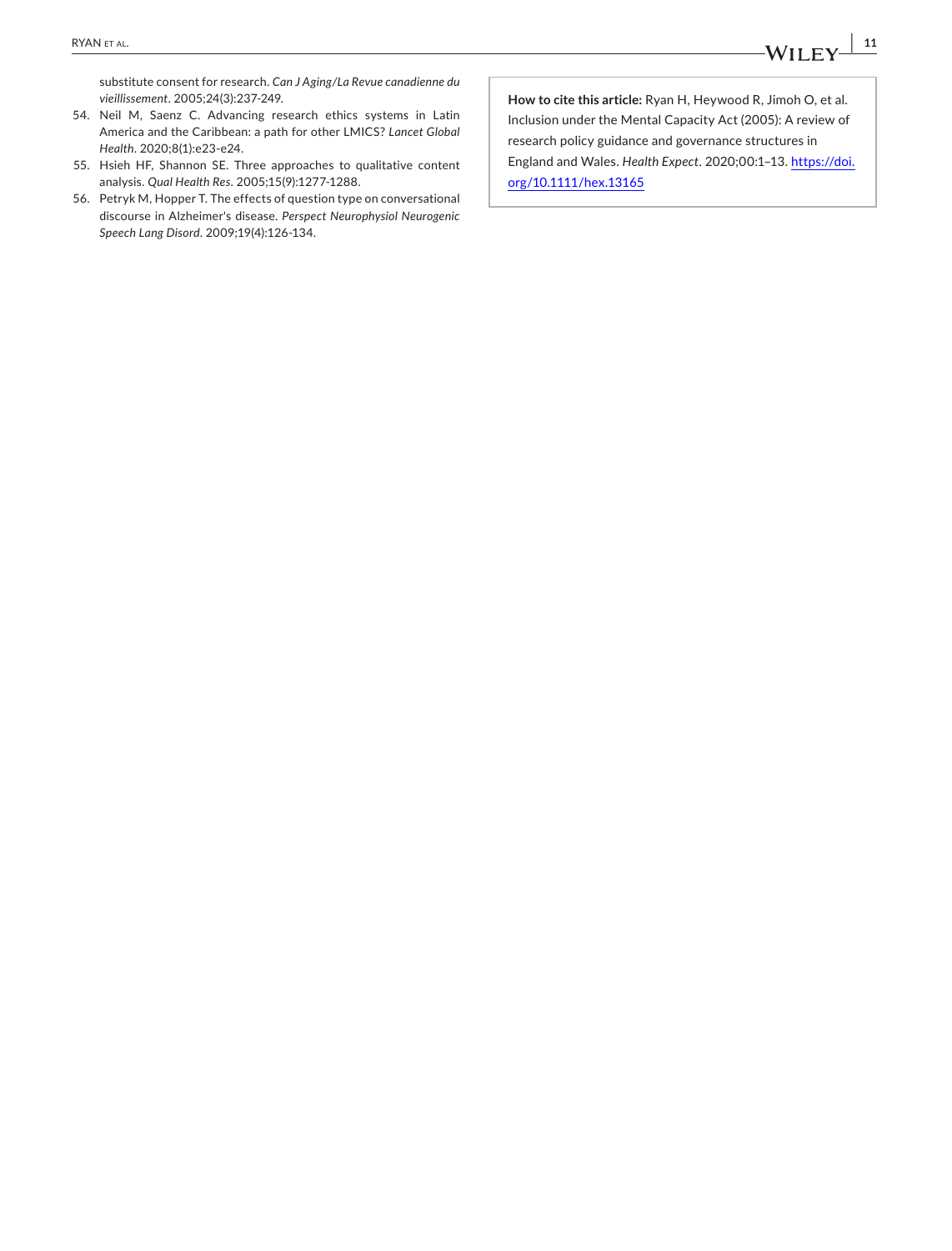substitute consent for research. *Can J Aging/La Revue canadienne du vieillissement*. 2005;24(3):237-249.

54. Neil M, Saenz C. Advancing research ethics systems in Latin America and the Caribbean: a path for other LMICS? *Lancet Global Health*. 2020;8(1):e23-e24.
55. Hsieh HF, Shannon SE. Three approaches to qualitative content analysis. *Qual Health Res*. 2005;15(9):1277-1288.
56. Petryk M, Hopper T. The effects of question type on conversational discourse in Alzheimer's disease. *Perspect Neurophysiol Neurogenic Speech Lang Disord*. 2009;19(4):126-134.

**How to cite this article:** Ryan H, Heywood R, Jimoh O, et al. Inclusion under the Mental Capacity Act (2005): A review of research policy guidance and governance structures in England and Wales. *Health Expect*. 2020;00:1–13. https://doi.org/10.1111/hex.13165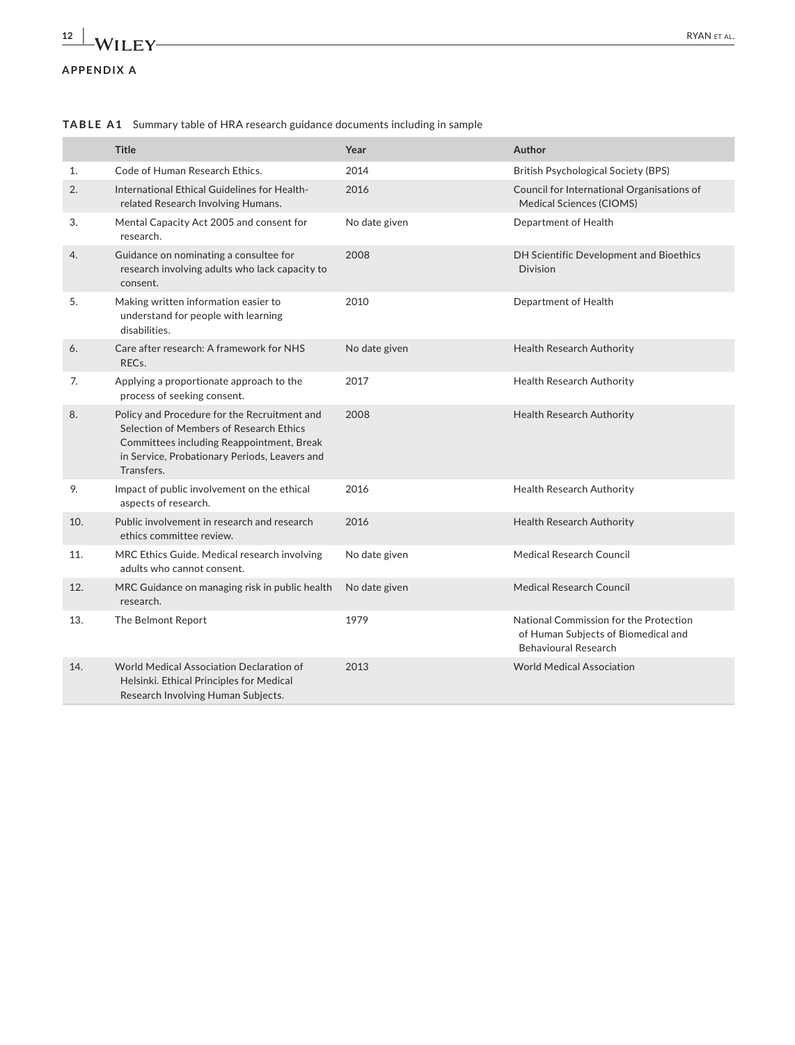## APPENDIX A

**TABLE A1** Summary table of HRA research guidance documents including in sample

| | Title | Year | Author |
|---|---|---|---|
| 1. | Code of Human Research Ethics. | 2014 | British Psychological Society (BPS) |
| 2. | International Ethical Guidelines for Health-related Research Involving Humans. | 2016 | Council for International Organisations of Medical Sciences (CIOMS) |
| 3. | Mental Capacity Act 2005 and consent for research. | No date given | Department of Health |
| 4. | Guidance on nominating a consultee for research involving adults who lack capacity to consent. | 2008 | DH Scientific Development and Bioethics Division |
| 5. | Making written information easier to understand for people with learning disabilities. | 2010 | Department of Health |
| 6. | Care after research: A framework for NHS RECs. | No date given | Health Research Authority |
| 7. | Applying a proportionate approach to the process of seeking consent. | 2017 | Health Research Authority |
| 8. | Policy and Procedure for the Recruitment and Selection of Members of Research Ethics Committees including Reappointment, Break in Service, Probationary Periods, Leavers and Transfers. | 2008 | Health Research Authority |
| 9. | Impact of public involvement on the ethical aspects of research. | 2016 | Health Research Authority |
| 10. | Public involvement in research and research ethics committee review. | 2016 | Health Research Authority |
| 11. | MRC Ethics Guide. Medical research involving adults who cannot consent. | No date given | Medical Research Council |
| 12. | MRC Guidance on managing risk in public health research. | No date given | Medical Research Council |
| 13. | The Belmont Report | 1979 | National Commission for the Protection of Human Subjects of Biomedical and Behavioural Research |
| 14. | World Medical Association Declaration of Helsinki. Ethical Principles for Medical Research Involving Human Subjects. | 2013 | World Medical Association |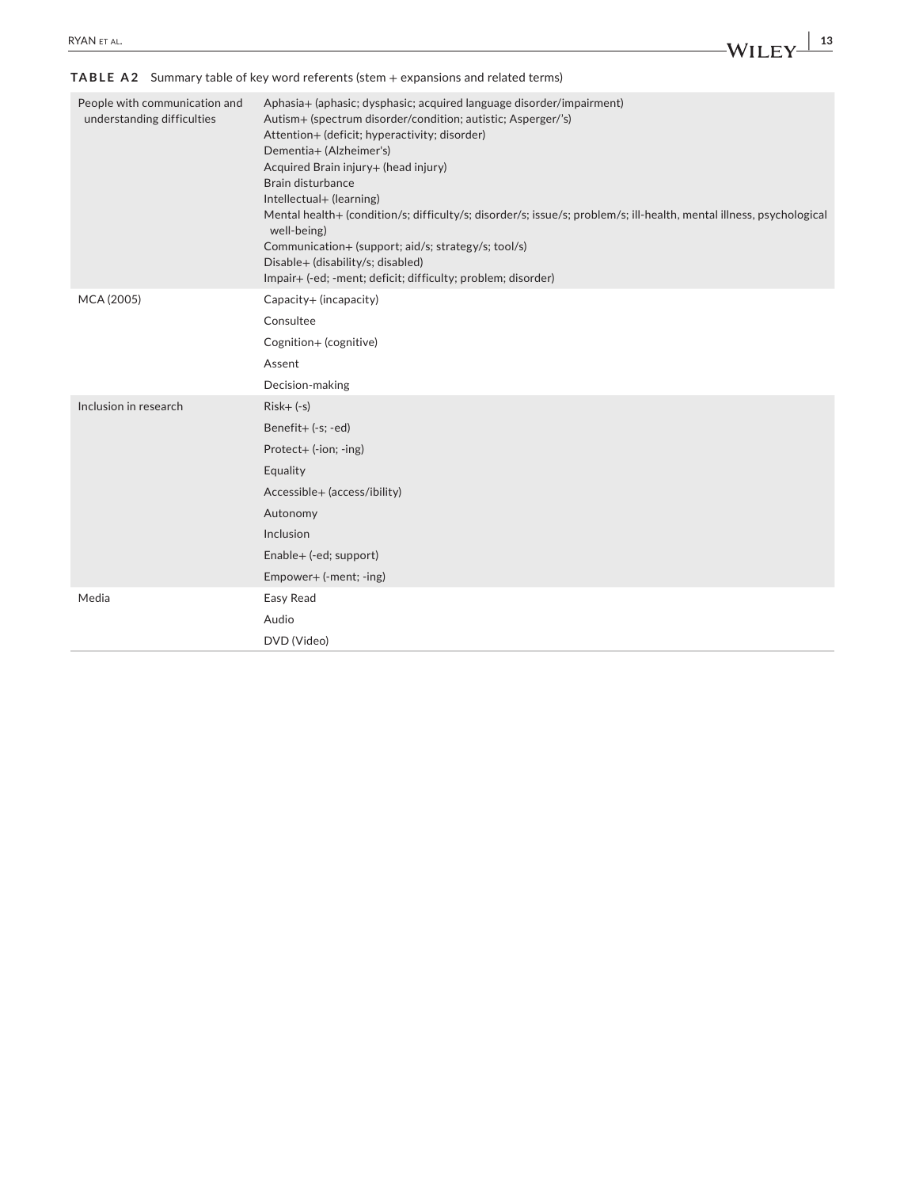**TABLE A2** Summary table of key word referents (stem + expansions and related terms)

| | |
|---|---|
| People with communication and understanding difficulties | Aphasia+ (aphasic; dysphasic; acquired language disorder/impairment)<br>Autism+ (spectrum disorder/condition; autistic; Asperger/'s)<br>Attention+ (deficit; hyperactivity; disorder)<br>Dementia+ (Alzheimer's)<br>Acquired Brain injury+ (head injury)<br>Brain disturbance<br>Intellectual+ (learning)<br>Mental health+ (condition/s; difficulty/s; disorder/s; issue/s; problem/s; ill-health, mental illness, psychological well-being)<br>Communication+ (support; aid/s; strategy/s; tool/s)<br>Disable+ (disability/s; disabled)<br>Impair+ (-ed; -ment; deficit; difficulty; problem; disorder) |
| MCA (2005) | Capacity+ (incapacity) |
| | Consultee |
| | Cognition+ (cognitive) |
| | Assent |
| | Decision-making |
| Inclusion in research | Risk+ (-s) |
| | Benefit+ (-s; -ed) |
| | Protect+ (-ion; -ing) |
| | Equality |
| | Accessible+ (access/ibility) |
| | Autonomy |
| | Inclusion |
| | Enable+ (-ed; support) |
| | Empower+ (-ment; -ing) |
| Media | Easy Read |
| | Audio |
| | DVD (Video) |